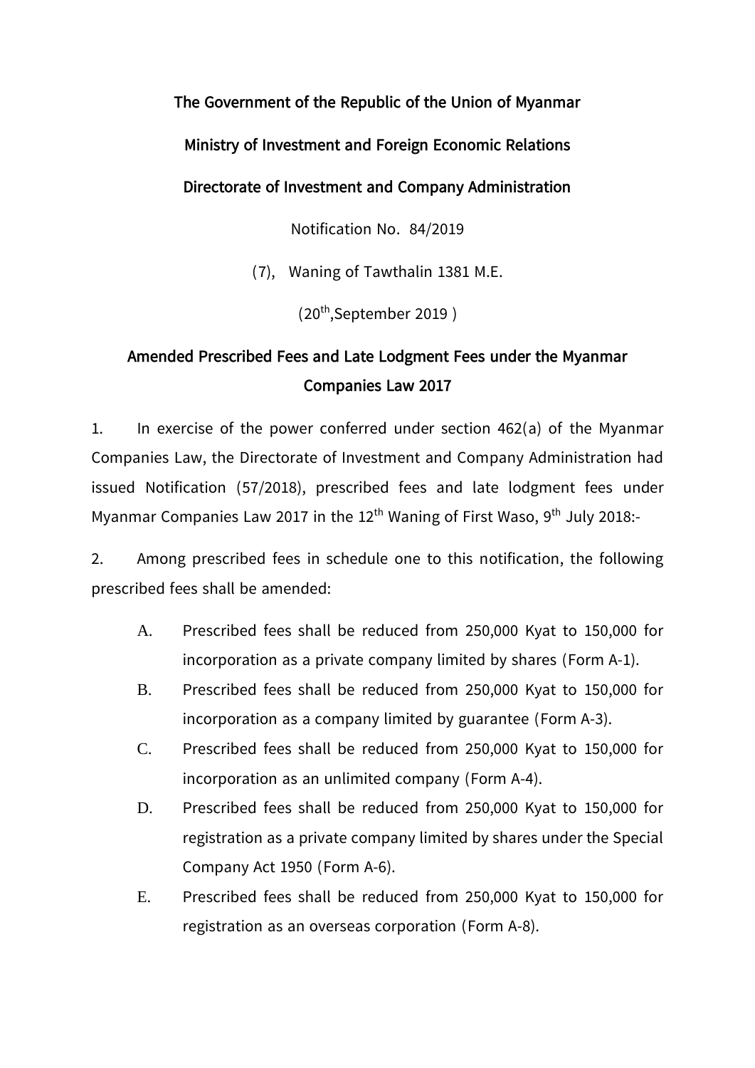**The Government of the Republic of the Union of Myanmar**

**Ministry of Investment and Foreign Economic Relations**

**Directorate of Investment and Company Administration**

Notification No. 84/2019

(7), Waning of Tawthalin 1381 M.E.

(20th,September 2019 )

# Amended Prescribed Fees and Late Lodgment Fees under the Myanmar Companies Law 2017

1. In exercise of the power conferred under section 462(a) of the Myanmar Companies Law, the Directorate of Investment and Company Administration had issued Notification (57/2018), prescribed fees and late lodgment fees under Myanmar Companies Law 2017 in the 12th Waning of First Waso, 9th July 2018:-

2. Among prescribed fees in schedule one to this notification, the following prescribed fees shall be amended:

   A. Prescribed fees shall be reduced from 250,000 Kyat to 150,000 for incorporation as a private company limited by shares (Form A-1).

   B. Prescribed fees shall be reduced from 250,000 Kyat to 150,000 for incorporation as a company limited by guarantee (Form A-3).

   C. Prescribed fees shall be reduced from 250,000 Kyat to 150,000 for incorporation as an unlimited company (Form A-4).

   D. Prescribed fees shall be reduced from 250,000 Kyat to 150,000 for registration as a private company limited by shares under the Special Company Act 1950 (Form A-6).

   E. Prescribed fees shall be reduced from 250,000 Kyat to 150,000 for registration as an overseas corporation (Form A-8).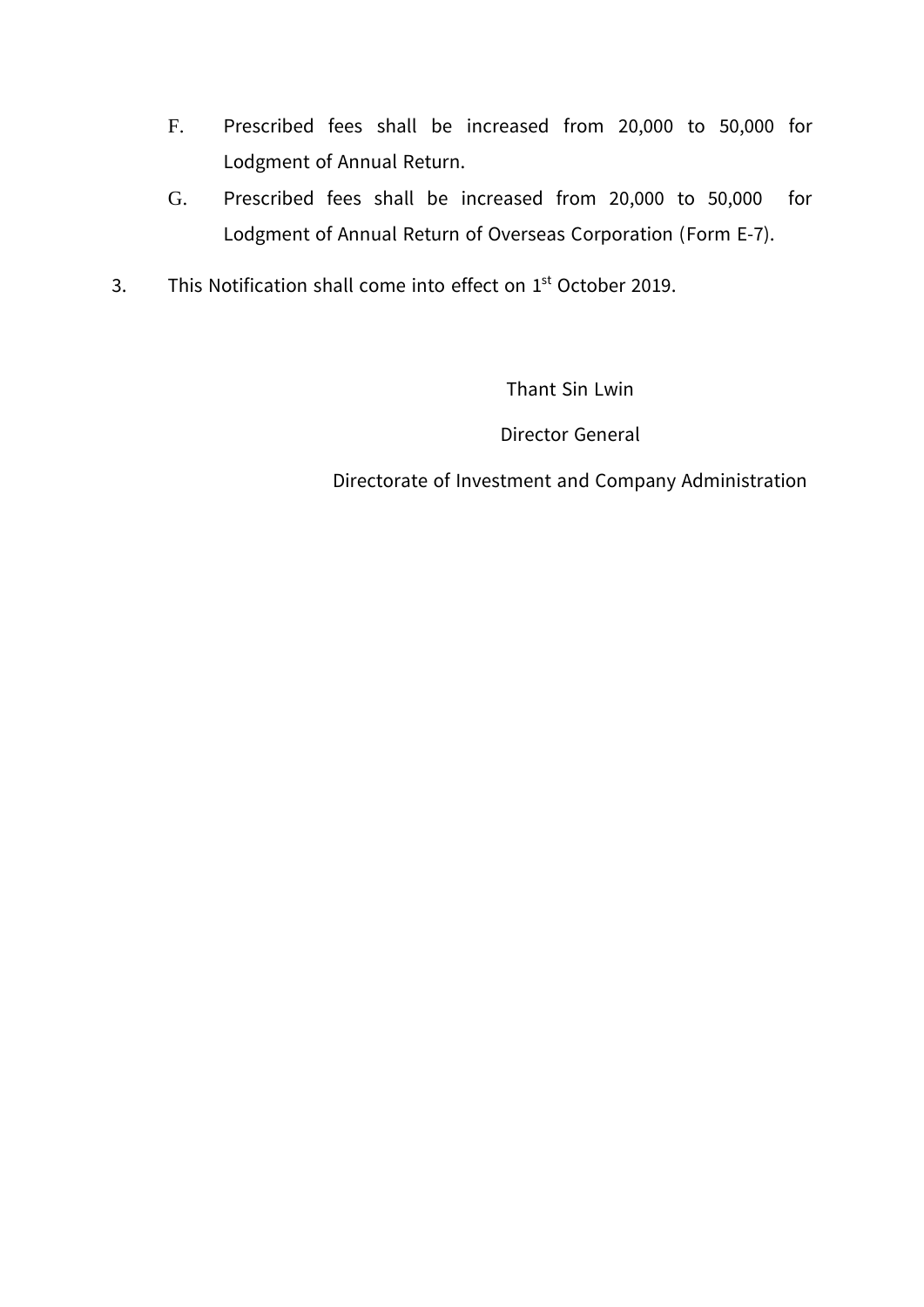F. Prescribed fees shall be increased from 20,000 to 50,000 for Lodgment of Annual Return.

G. Prescribed fees shall be increased from 20,000 to 50,000 for Lodgment of Annual Return of Overseas Corporation (Form E-7).

3. This Notification shall come into effect on 1st October 2019.

Thant Sin Lwin

Director General

Directorate of Investment and Company Administration